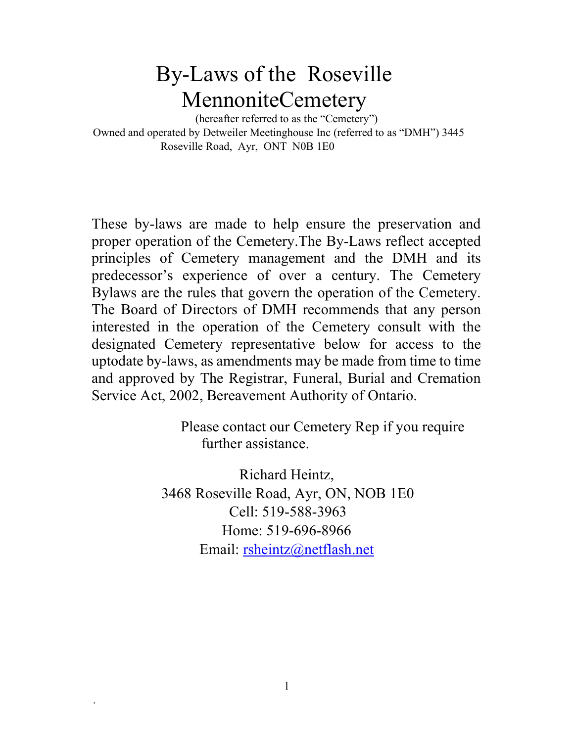# By-Laws of the Roseville MennoniteCemetery

(hereafter referred to as the "Cemetery")

Owned and operated by Detweiler Meetinghouse Inc (referred to as "DMH") 3445 Roseville Road, Ayr, ONT N0B 1E0

These by-laws are made to help ensure the preservation and proper operation of the Cemetery.The By-Laws reflect accepted principles of Cemetery management and the DMH and its predecessor's experience of over a century. The Cemetery Bylaws are the rules that govern the operation of the Cemetery. The Board of Directors of DMH recommends that any person interested in the operation of the Cemetery consult with the designated Cemetery representative below for access to the uptodate by-laws, as amendments may be made from time to time and approved by The Registrar, Funeral, Burial and Cremation Service Act, 2002, Bereavement Authority of Ontario.

Please contact our Cemetery Rep if you require further assistance.

Richard Heintz,
3468 Roseville Road, Ayr, ON, NOB 1E0
Cell: 519-588-3963
Home: 519-696-8966
Email: rsheintz@netflash.net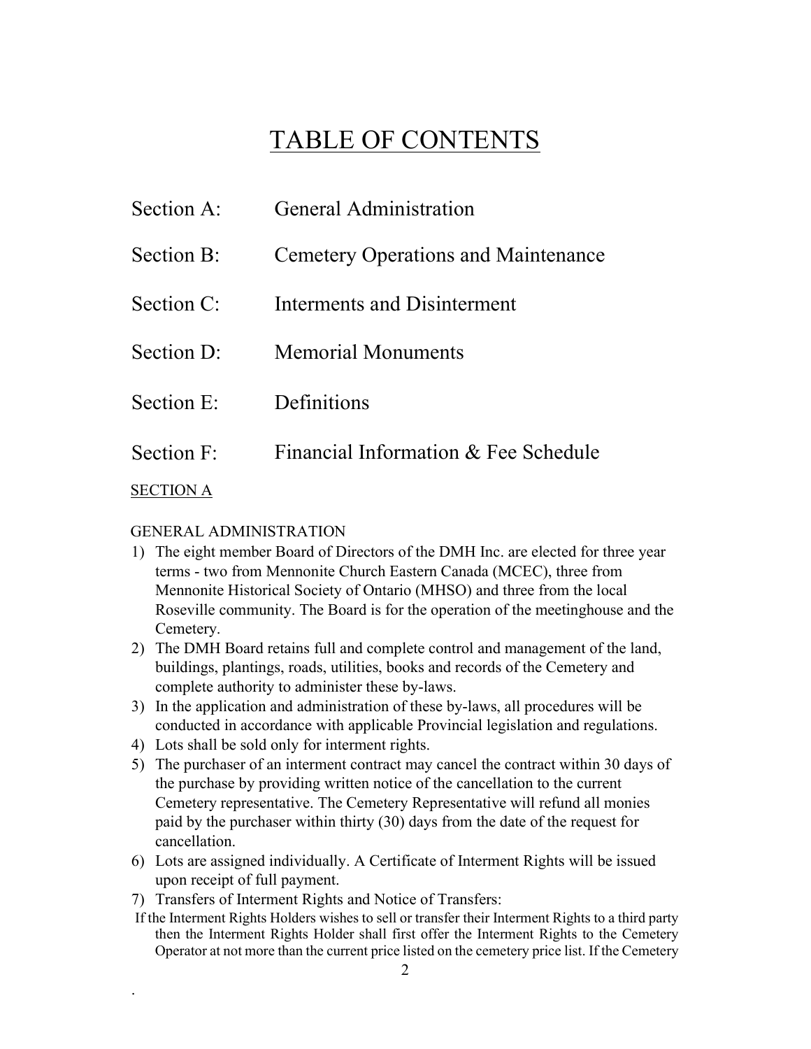# TABLE OF CONTENTS

| | |
|---|---|
| Section A: | General Administration |
| Section B: | Cemetery Operations and Maintenance |
| Section C: | Interments and Disinterment |
| Section D: | Memorial Monuments |
| Section E: | Definitions |
| Section F: | Financial Information & Fee Schedule |

## SECTION A

### GENERAL ADMINISTRATION

1) The eight member Board of Directors of the DMH Inc. are elected for three year terms - two from Mennonite Church Eastern Canada (MCEC), three from Mennonite Historical Society of Ontario (MHSO) and three from the local Roseville community. The Board is for the operation of the meetinghouse and the Cemetery.
2) The DMH Board retains full and complete control and management of the land, buildings, plantings, roads, utilities, books and records of the Cemetery and complete authority to administer these by-laws.
3) In the application and administration of these by-laws, all procedures will be conducted in accordance with applicable Provincial legislation and regulations.
4) Lots shall be sold only for interment rights.
5) The purchaser of an interment contract may cancel the contract within 30 days of the purchase by providing written notice of the cancellation to the current Cemetery representative. The Cemetery Representative will refund all monies paid by the purchaser within thirty (30) days from the date of the request for cancellation.
6) Lots are assigned individually. A Certificate of Interment Rights will be issued upon receipt of full payment.
7) Transfers of Interment Rights and Notice of Transfers:

If the Interment Rights Holders wishes to sell or transfer their Interment Rights to a third party then the Interment Rights Holder shall first offer the Interment Rights to the Cemetery Operator at not more than the current price listed on the cemetery price list. If the Cemetery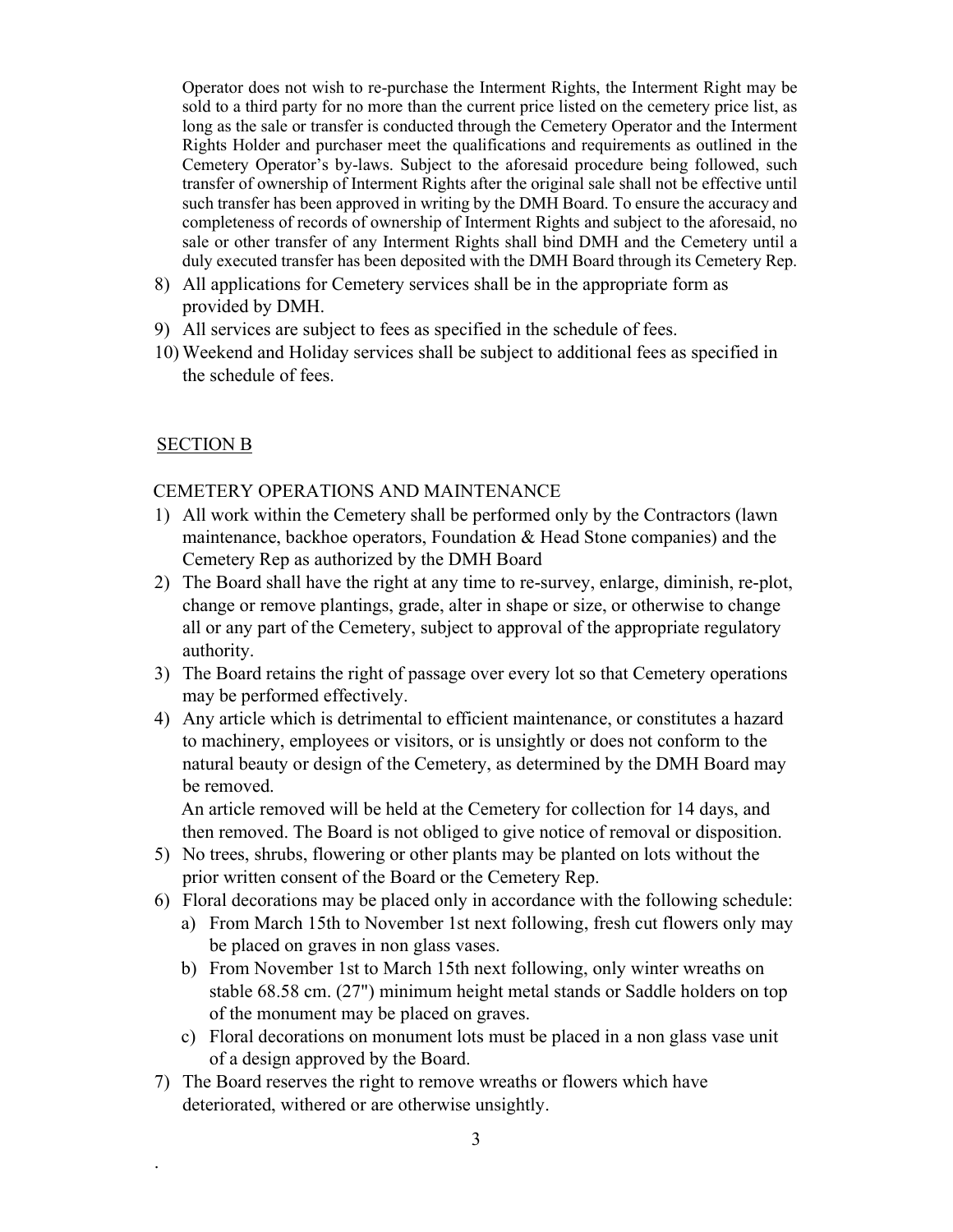Operator does not wish to re-purchase the Interment Rights, the Interment Right may be sold to a third party for no more than the current price listed on the cemetery price list, as long as the sale or transfer is conducted through the Cemetery Operator and the Interment Rights Holder and purchaser meet the qualifications and requirements as outlined in the Cemetery Operator's by-laws. Subject to the aforesaid procedure being followed, such transfer of ownership of Interment Rights after the original sale shall not be effective until such transfer has been approved in writing by the DMH Board. To ensure the accuracy and completeness of records of ownership of Interment Rights and subject to the aforesaid, no sale or other transfer of any Interment Rights shall bind DMH and the Cemetery until a duly executed transfer has been deposited with the DMH Board through its Cemetery Rep.

8) All applications for Cemetery services shall be in the appropriate form as provided by DMH.
9) All services are subject to fees as specified in the schedule of fees.
10) Weekend and Holiday services shall be subject to additional fees as specified in the schedule of fees.

## SECTION B

CEMETERY OPERATIONS AND MAINTENANCE

1) All work within the Cemetery shall be performed only by the Contractors (lawn maintenance, backhoe operators, Foundation & Head Stone companies) and the Cemetery Rep as authorized by the DMH Board
2) The Board shall have the right at any time to re-survey, enlarge, diminish, re-plot, change or remove plantings, grade, alter in shape or size, or otherwise to change all or any part of the Cemetery, subject to approval of the appropriate regulatory authority.
3) The Board retains the right of passage over every lot so that Cemetery operations may be performed effectively.
4) Any article which is detrimental to efficient maintenance, or constitutes a hazard to machinery, employees or visitors, or is unsightly or does not conform to the natural beauty or design of the Cemetery, as determined by the DMH Board may be removed.
   An article removed will be held at the Cemetery for collection for 14 days, and then removed. The Board is not obliged to give notice of removal or disposition.
5) No trees, shrubs, flowering or other plants may be planted on lots without the prior written consent of the Board or the Cemetery Rep.
6) Floral decorations may be placed only in accordance with the following schedule:
   a) From March 15th to November 1st next following, fresh cut flowers only may be placed on graves in non glass vases.
   b) From November 1st to March 15th next following, only winter wreaths on stable 68.58 cm. (27") minimum height metal stands or Saddle holders on top of the monument may be placed on graves.
   c) Floral decorations on monument lots must be placed in a non glass vase unit of a design approved by the Board.
7) The Board reserves the right to remove wreaths or flowers which have deteriorated, withered or are otherwise unsightly.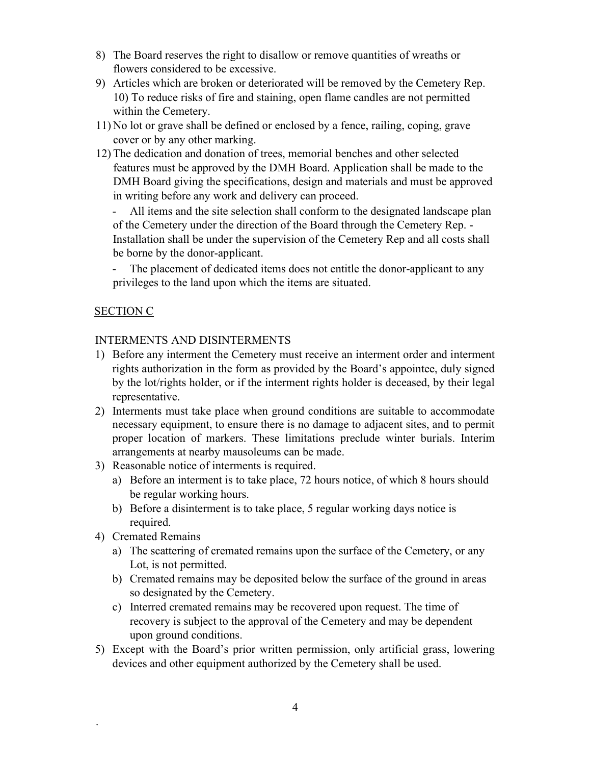8) The Board reserves the right to disallow or remove quantities of wreaths or flowers considered to be excessive.
9) Articles which are broken or deteriorated will be removed by the Cemetery Rep. 10) To reduce risks of fire and staining, open flame candles are not permitted within the Cemetery.
11) No lot or grave shall be defined or enclosed by a fence, railing, coping, grave cover or by any other marking.
12) The dedication and donation of trees, memorial benches and other selected features must be approved by the DMH Board. Application shall be made to the DMH Board giving the specifications, design and materials and must be approved in writing before any work and delivery can proceed.

    - All items and the site selection shall conform to the designated landscape plan of the Cemetery under the direction of the Board through the Cemetery Rep. - Installation shall be under the supervision of the Cemetery Rep and all costs shall be borne by the donor-applicant.

    - The placement of dedicated items does not entitle the donor-applicant to any privileges to the land upon which the items are situated.

## SECTION C

### INTERMENTS AND DISINTERMENTS

1) Before any interment the Cemetery must receive an interment order and interment rights authorization in the form as provided by the Board's appointee, duly signed by the lot/rights holder, or if the interment rights holder is deceased, by their legal representative.
2) Interments must take place when ground conditions are suitable to accommodate necessary equipment, to ensure there is no damage to adjacent sites, and to permit proper location of markers. These limitations preclude winter burials. Interim arrangements at nearby mausoleums can be made.
3) Reasonable notice of interments is required.
    a) Before an interment is to take place, 72 hours notice, of which 8 hours should be regular working hours.
    b) Before a disinterment is to take place, 5 regular working days notice is required.
4) Cremated Remains
    a) The scattering of cremated remains upon the surface of the Cemetery, or any Lot, is not permitted.
    b) Cremated remains may be deposited below the surface of the ground in areas so designated by the Cemetery.
    c) Interred cremated remains may be recovered upon request. The time of recovery is subject to the approval of the Cemetery and may be dependent upon ground conditions.
5) Except with the Board's prior written permission, only artificial grass, lowering devices and other equipment authorized by the Cemetery shall be used.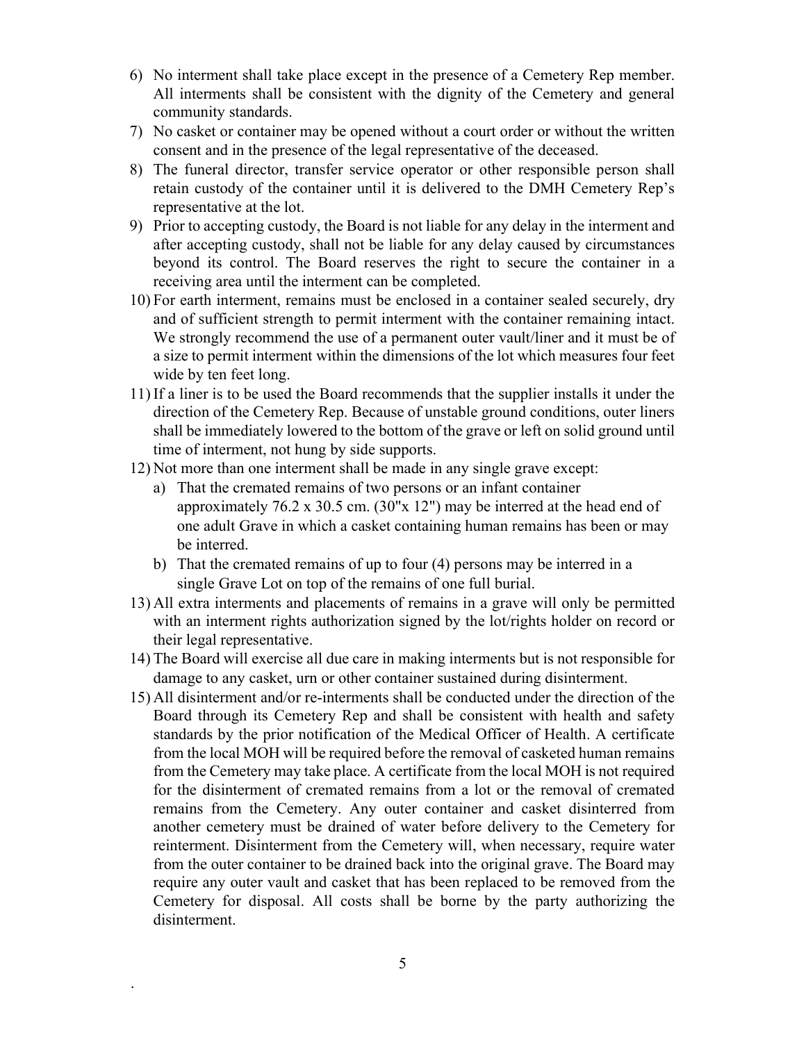6) No interment shall take place except in the presence of a Cemetery Rep member. All interments shall be consistent with the dignity of the Cemetery and general community standards.
7) No casket or container may be opened without a court order or without the written consent and in the presence of the legal representative of the deceased.
8) The funeral director, transfer service operator or other responsible person shall retain custody of the container until it is delivered to the DMH Cemetery Rep's representative at the lot.
9) Prior to accepting custody, the Board is not liable for any delay in the interment and after accepting custody, shall not be liable for any delay caused by circumstances beyond its control. The Board reserves the right to secure the container in a receiving area until the interment can be completed.
10) For earth interment, remains must be enclosed in a container sealed securely, dry and of sufficient strength to permit interment with the container remaining intact. We strongly recommend the use of a permanent outer vault/liner and it must be of a size to permit interment within the dimensions of the lot which measures four feet wide by ten feet long.
11) If a liner is to be used the Board recommends that the supplier installs it under the direction of the Cemetery Rep. Because of unstable ground conditions, outer liners shall be immediately lowered to the bottom of the grave or left on solid ground until time of interment, not hung by side supports.
12) Not more than one interment shall be made in any single grave except:
    a) That the cremated remains of two persons or an infant container approximately 76.2 x 30.5 cm. (30"x 12") may be interred at the head end of one adult Grave in which a casket containing human remains has been or may be interred.
    b) That the cremated remains of up to four (4) persons may be interred in a single Grave Lot on top of the remains of one full burial.
13) All extra interments and placements of remains in a grave will only be permitted with an interment rights authorization signed by the lot/rights holder on record or their legal representative.
14) The Board will exercise all due care in making interments but is not responsible for damage to any casket, urn or other container sustained during disinterment.
15) All disinterment and/or re-interments shall be conducted under the direction of the Board through its Cemetery Rep and shall be consistent with health and safety standards by the prior notification of the Medical Officer of Health. A certificate from the local MOH will be required before the removal of casketed human remains from the Cemetery may take place. A certificate from the local MOH is not required for the disinterment of cremated remains from a lot or the removal of cremated remains from the Cemetery. Any outer container and casket disinterred from another cemetery must be drained of water before delivery to the Cemetery for reinterment. Disinterment from the Cemetery will, when necessary, require water from the outer container to be drained back into the original grave. The Board may require any outer vault and casket that has been replaced to be removed from the Cemetery for disposal. All costs shall be borne by the party authorizing the disinterment.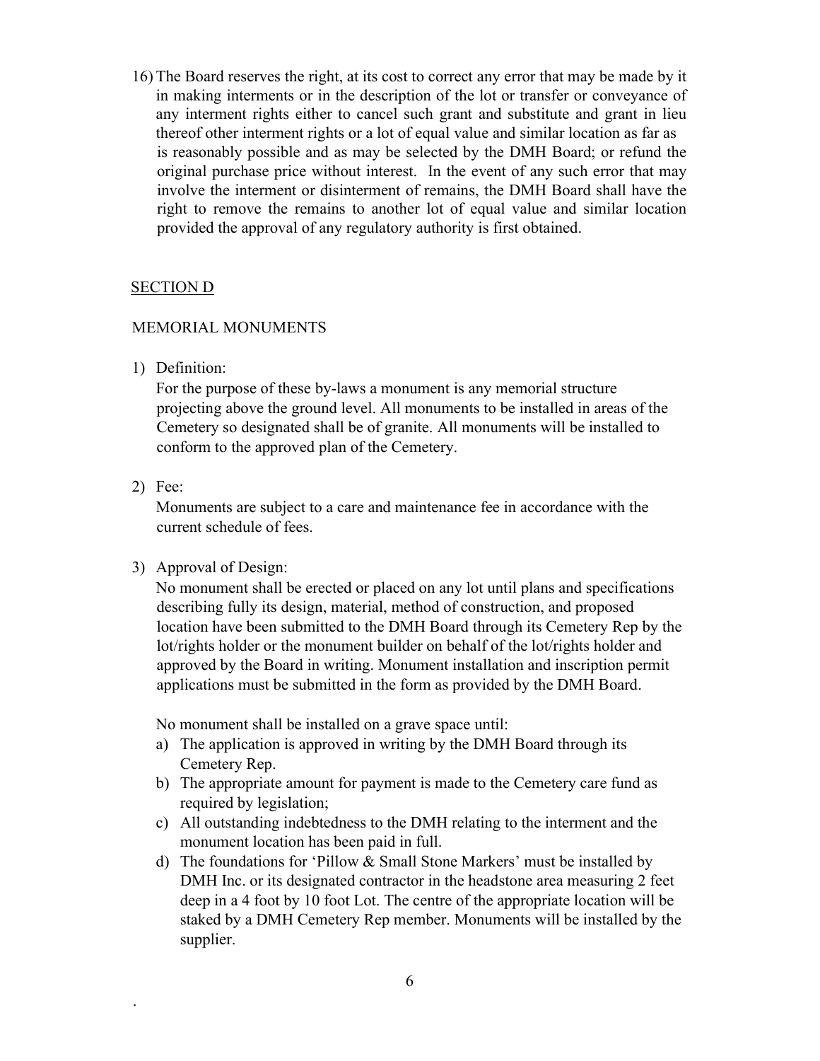16) The Board reserves the right, at its cost to correct any error that may be made by it in making interments or in the description of the lot or transfer or conveyance of any interment rights either to cancel such grant and substitute and grant in lieu thereof other interment rights or a lot of equal value and similar location as far as is reasonably possible and as may be selected by the DMH Board; or refund the original purchase price without interest. In the event of any such error that may involve the interment or disinterment of remains, the DMH Board shall have the right to remove the remains to another lot of equal value and similar location provided the approval of any regulatory authority is first obtained.

## SECTION D

### MEMORIAL MONUMENTS

1) Definition:
   For the purpose of these by-laws a monument is any memorial structure projecting above the ground level. All monuments to be installed in areas of the Cemetery so designated shall be of granite. All monuments will be installed to conform to the approved plan of the Cemetery.

2) Fee:
   Monuments are subject to a care and maintenance fee in accordance with the current schedule of fees.

3) Approval of Design:
   No monument shall be erected or placed on any lot until plans and specifications describing fully its design, material, method of construction, and proposed location have been submitted to the DMH Board through its Cemetery Rep by the lot/rights holder or the monument builder on behalf of the lot/rights holder and approved by the Board in writing. Monument installation and inscription permit applications must be submitted in the form as provided by the DMH Board.

   No monument shall be installed on a grave space until:

   a) The application is approved in writing by the DMH Board through its Cemetery Rep.
   b) The appropriate amount for payment is made to the Cemetery care fund as required by legislation;
   c) All outstanding indebtedness to the DMH relating to the interment and the monument location has been paid in full.
   d) The foundations for 'Pillow & Small Stone Markers' must be installed by DMH Inc. or its designated contractor in the headstone area measuring 2 feet deep in a 4 foot by 10 foot Lot. The centre of the appropriate location will be staked by a DMH Cemetery Rep member. Monuments will be installed by the supplier.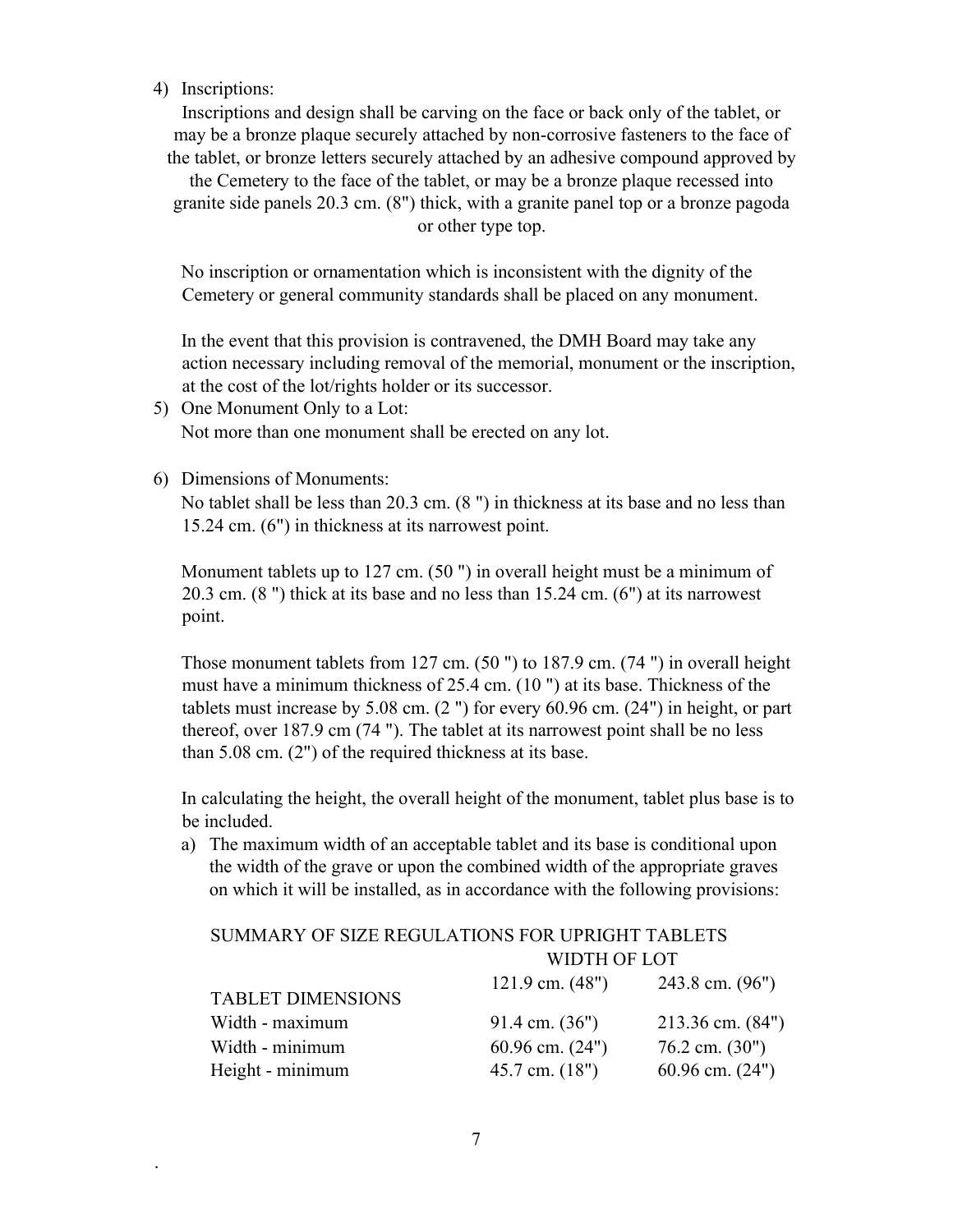4) Inscriptions:

Inscriptions and design shall be carving on the face or back only of the tablet, or may be a bronze plaque securely attached by non-corrosive fasteners to the face of the tablet, or bronze letters securely attached by an adhesive compound approved by the Cemetery to the face of the tablet, or may be a bronze plaque recessed into granite side panels 20.3 cm. (8") thick, with a granite panel top or a bronze pagoda or other type top.

No inscription or ornamentation which is inconsistent with the dignity of the Cemetery or general community standards shall be placed on any monument.

In the event that this provision is contravened, the DMH Board may take any action necessary including removal of the memorial, monument or the inscription, at the cost of the lot/rights holder or its successor.

5) One Monument Only to a Lot:

Not more than one monument shall be erected on any lot.

6) Dimensions of Monuments:

No tablet shall be less than 20.3 cm. (8 ") in thickness at its base and no less than 15.24 cm. (6") in thickness at its narrowest point.

Monument tablets up to 127 cm. (50 ") in overall height must be a minimum of 20.3 cm. (8 ") thick at its base and no less than 15.24 cm. (6") at its narrowest point.

Those monument tablets from 127 cm. (50 ") to 187.9 cm. (74 ") in overall height must have a minimum thickness of 25.4 cm. (10 ") at its base. Thickness of the tablets must increase by 5.08 cm. (2 ") for every 60.96 cm. (24") in height, or part thereof, over 187.9 cm (74 "). The tablet at its narrowest point shall be no less than 5.08 cm. (2") of the required thickness at its base.

In calculating the height, the overall height of the monument, tablet plus base is to be included.

a) The maximum width of an acceptable tablet and its base is conditional upon the width of the grave or upon the combined width of the appropriate graves on which it will be installed, as in accordance with the following provisions:

SUMMARY OF SIZE REGULATIONS FOR UPRIGHT TABLETS

| | WIDTH OF LOT | |
|---|---|---|
| | 121.9 cm. (48") | 243.8 cm. (96") |
| TABLET DIMENSIONS | | |
| Width - maximum | 91.4 cm. (36") | 213.36 cm. (84") |
| Width - minimum | 60.96 cm. (24") | 76.2 cm. (30") |
| Height - minimum | 45.7 cm. (18") | 60.96 cm. (24") |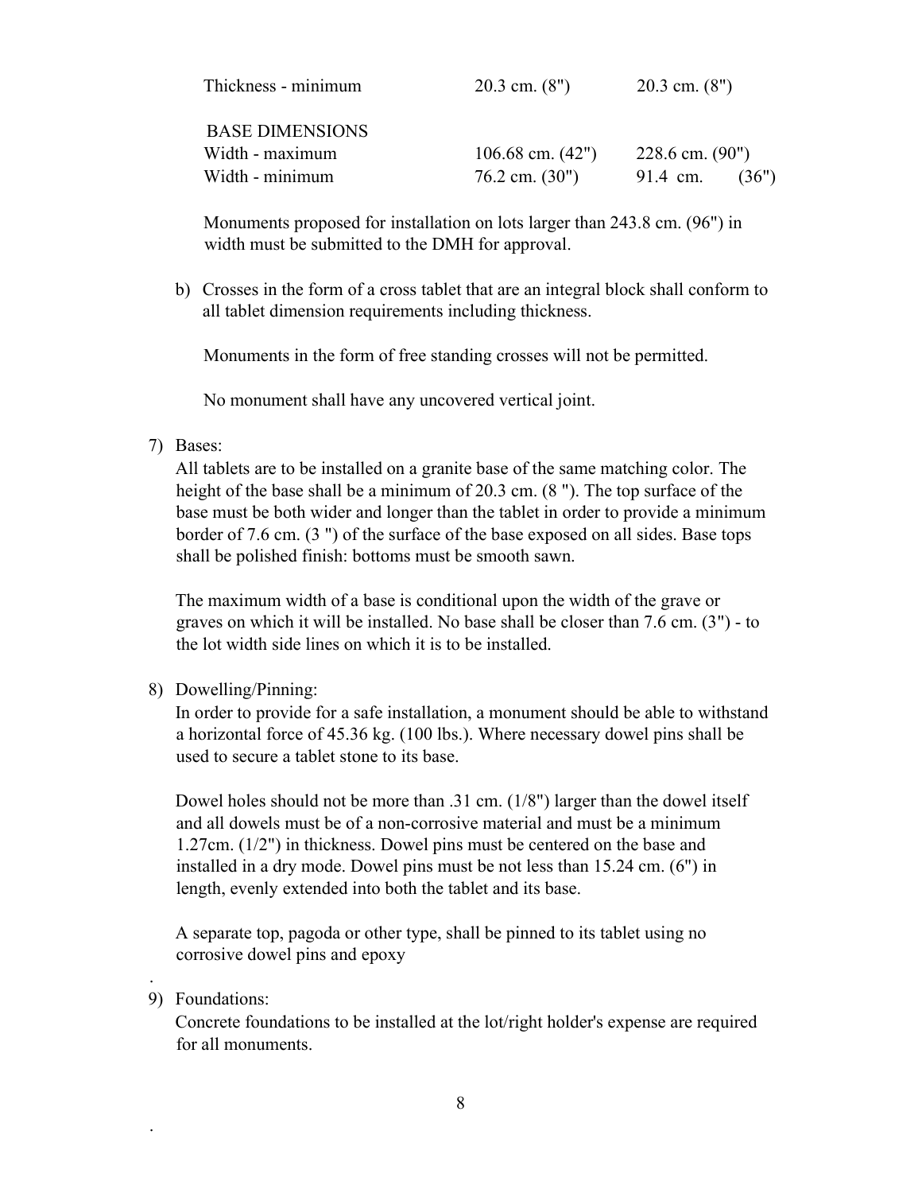| | | |
|---|---|---|
| Thickness - minimum | 20.3 cm. (8") | 20.3 cm. (8") |
| **BASE DIMENSIONS** | | |
| Width - maximum | 106.68 cm. (42") | 228.6 cm. (90") |
| Width - minimum | 76.2 cm. (30") | 91.4 cm. (36") |

Monuments proposed for installation on lots larger than 243.8 cm. (96") in width must be submitted to the DMH for approval.

b) Crosses in the form of a cross tablet that are an integral block shall conform to all tablet dimension requirements including thickness.

   Monuments in the form of free standing crosses will not be permitted.

   No monument shall have any uncovered vertical joint.

7) Bases:
   All tablets are to be installed on a granite base of the same matching color. The height of the base shall be a minimum of 20.3 cm. (8 "). The top surface of the base must be both wider and longer than the tablet in order to provide a minimum border of 7.6 cm. (3 ") of the surface of the base exposed on all sides. Base tops shall be polished finish: bottoms must be smooth sawn.

   The maximum width of a base is conditional upon the width of the grave or graves on which it will be installed. No base shall be closer than 7.6 cm. (3") - to the lot width side lines on which it is to be installed.

8) Dowelling/Pinning:
   In order to provide for a safe installation, a monument should be able to withstand a horizontal force of 45.36 kg. (100 lbs.). Where necessary dowel pins shall be used to secure a tablet stone to its base.

   Dowel holes should not be more than .31 cm. (1/8") larger than the dowel itself and all dowels must be of a non-corrosive material and must be a minimum 1.27cm. (1/2") in thickness. Dowel pins must be centered on the base and installed in a dry mode. Dowel pins must be not less than 15.24 cm. (6") in length, evenly extended into both the tablet and its base.

   A separate top, pagoda or other type, shall be pinned to its tablet using no corrosive dowel pins and epoxy

9) Foundations:
   Concrete foundations to be installed at the lot/right holder's expense are required for all monuments.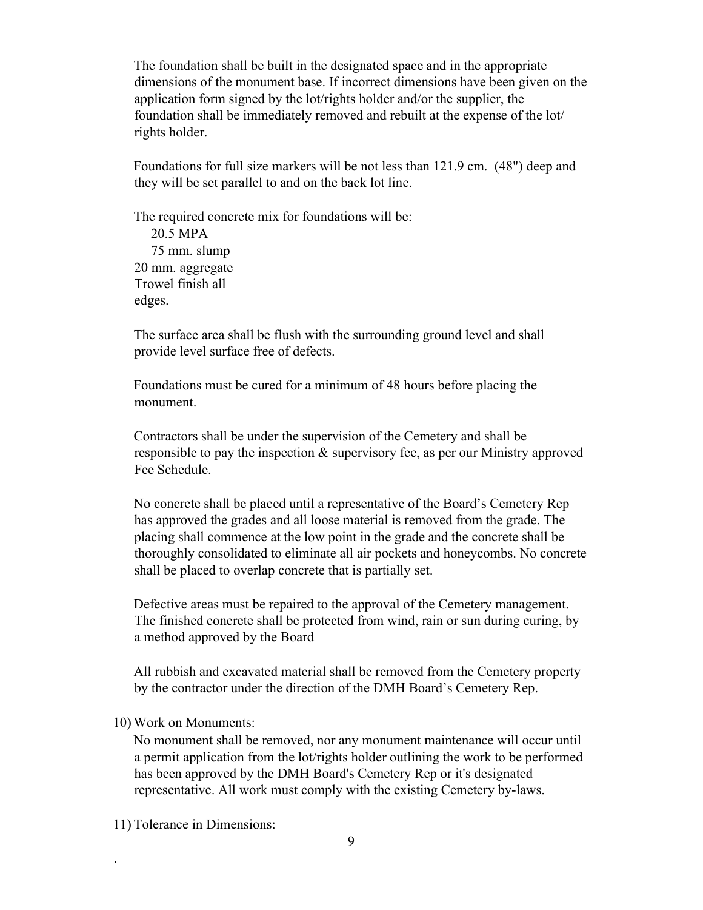The foundation shall be built in the designated space and in the appropriate dimensions of the monument base. If incorrect dimensions have been given on the application form signed by the lot/rights holder and/or the supplier, the foundation shall be immediately removed and rebuilt at the expense of the lot/ rights holder.

Foundations for full size markers will be not less than 121.9 cm. (48") deep and they will be set parallel to and on the back lot line.

The required concrete mix for foundations will be:
20.5 MPA
75 mm. slump
20 mm. aggregate
Trowel finish all edges.

The surface area shall be flush with the surrounding ground level and shall provide level surface free of defects.

Foundations must be cured for a minimum of 48 hours before placing the monument.

Contractors shall be under the supervision of the Cemetery and shall be responsible to pay the inspection & supervisory fee, as per our Ministry approved Fee Schedule.

No concrete shall be placed until a representative of the Board's Cemetery Rep has approved the grades and all loose material is removed from the grade. The placing shall commence at the low point in the grade and the concrete shall be thoroughly consolidated to eliminate all air pockets and honeycombs. No concrete shall be placed to overlap concrete that is partially set.

Defective areas must be repaired to the approval of the Cemetery management. The finished concrete shall be protected from wind, rain or sun during curing, by a method approved by the Board

All rubbish and excavated material shall be removed from the Cemetery property by the contractor under the direction of the DMH Board's Cemetery Rep.

10) Work on Monuments:

No monument shall be removed, nor any monument maintenance will occur until a permit application from the lot/rights holder outlining the work to be performed has been approved by the DMH Board's Cemetery Rep or it's designated representative. All work must comply with the existing Cemetery by-laws.

11) Tolerance in Dimensions: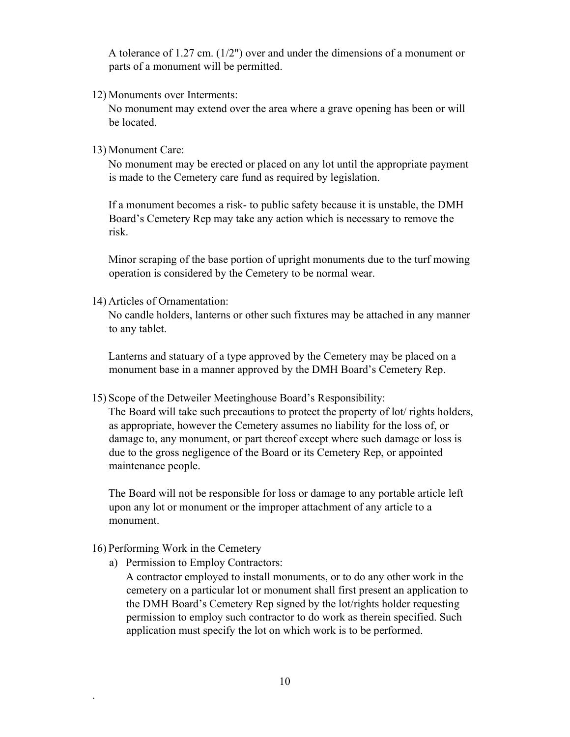A tolerance of 1.27 cm. (1/2") over and under the dimensions of a monument or parts of a monument will be permitted.

12) Monuments over Interments:
    No monument may extend over the area where a grave opening has been or will be located.

13) Monument Care:
    No monument may be erected or placed on any lot until the appropriate payment is made to the Cemetery care fund as required by legislation.

    If a monument becomes a risk- to public safety because it is unstable, the DMH Board's Cemetery Rep may take any action which is necessary to remove the risk.

    Minor scraping of the base portion of upright monuments due to the turf mowing operation is considered by the Cemetery to be normal wear.

14) Articles of Ornamentation:
    No candle holders, lanterns or other such fixtures may be attached in any manner to any tablet.

    Lanterns and statuary of a type approved by the Cemetery may be placed on a monument base in a manner approved by the DMH Board's Cemetery Rep.

15) Scope of the Detweiler Meetinghouse Board's Responsibility:
    The Board will take such precautions to protect the property of lot/ rights holders, as appropriate, however the Cemetery assumes no liability for the loss of, or damage to, any monument, or part thereof except where such damage or loss is due to the gross negligence of the Board or its Cemetery Rep, or appointed maintenance people.

    The Board will not be responsible for loss or damage to any portable article left upon any lot or monument or the improper attachment of any article to a monument.

16) Performing Work in the Cemetery
    a) Permission to Employ Contractors:
       A contractor employed to install monuments, or to do any other work in the cemetery on a particular lot or monument shall first present an application to the DMH Board's Cemetery Rep signed by the lot/rights holder requesting permission to employ such contractor to do work as therein specified. Such application must specify the lot on which work is to be performed.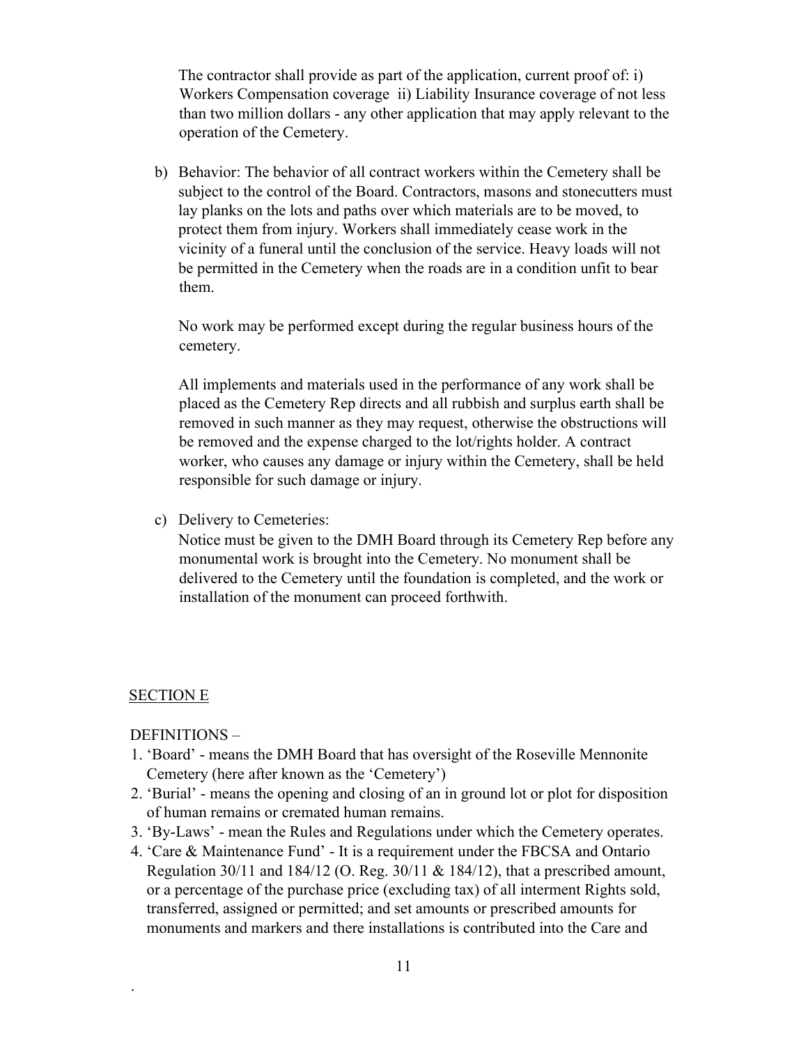The contractor shall provide as part of the application, current proof of: i) Workers Compensation coverage ii) Liability Insurance coverage of not less than two million dollars - any other application that may apply relevant to the operation of the Cemetery.

b) Behavior: The behavior of all contract workers within the Cemetery shall be subject to the control of the Board. Contractors, masons and stonecutters must lay planks on the lots and paths over which materials are to be moved, to protect them from injury. Workers shall immediately cease work in the vicinity of a funeral until the conclusion of the service. Heavy loads will not be permitted in the Cemetery when the roads are in a condition unfit to bear them.

   No work may be performed except during the regular business hours of the cemetery.

   All implements and materials used in the performance of any work shall be placed as the Cemetery Rep directs and all rubbish and surplus earth shall be removed in such manner as they may request, otherwise the obstructions will be removed and the expense charged to the lot/rights holder. A contract worker, who causes any damage or injury within the Cemetery, shall be held responsible for such damage or injury.

c) Delivery to Cemeteries:
   Notice must be given to the DMH Board through its Cemetery Rep before any monumental work is brought into the Cemetery. No monument shall be delivered to the Cemetery until the foundation is completed, and the work or installation of the monument can proceed forthwith.

SECTION E

DEFINITIONS –

1. 'Board' - means the DMH Board that has oversight of the Roseville Mennonite Cemetery (here after known as the 'Cemetery')
2. 'Burial' - means the opening and closing of an in ground lot or plot for disposition of human remains or cremated human remains.
3. 'By-Laws' - mean the Rules and Regulations under which the Cemetery operates.
4. 'Care & Maintenance Fund' - It is a requirement under the FBCSA and Ontario Regulation 30/11 and 184/12 (O. Reg. 30/11 & 184/12), that a prescribed amount, or a percentage of the purchase price (excluding tax) of all interment Rights sold, transferred, assigned or permitted; and set amounts or prescribed amounts for monuments and markers and there installations is contributed into the Care and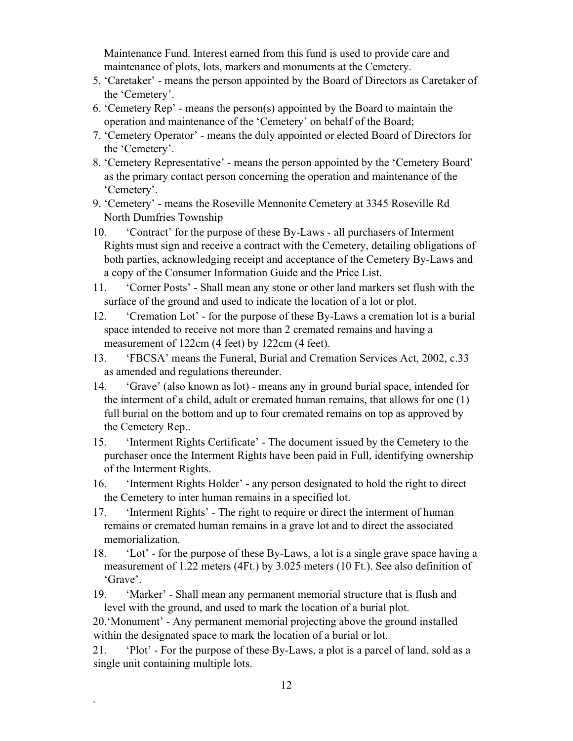Maintenance Fund. Interest earned from this fund is used to provide care and maintenance of plots, lots, markers and monuments at the Cemetery.

5. 'Caretaker' - means the person appointed by the Board of Directors as Caretaker of the 'Cemetery'.
6. 'Cemetery Rep' - means the person(s) appointed by the Board to maintain the operation and maintenance of the 'Cemetery' on behalf of the Board;
7. 'Cemetery Operator' - means the duly appointed or elected Board of Directors for the 'Cemetery'.
8. 'Cemetery Representative' - means the person appointed by the 'Cemetery Board' as the primary contact person concerning the operation and maintenance of the 'Cemetery'.
9. 'Cemetery' - means the Roseville Mennonite Cemetery at 3345 Roseville Rd North Dumfries Township
10. 'Contract' for the purpose of these By-Laws - all purchasers of Interment Rights must sign and receive a contract with the Cemetery, detailing obligations of both parties, acknowledging receipt and acceptance of the Cemetery By-Laws and a copy of the Consumer Information Guide and the Price List.
11. 'Corner Posts' - Shall mean any stone or other land markers set flush with the surface of the ground and used to indicate the location of a lot or plot.
12. 'Cremation Lot' - for the purpose of these By-Laws a cremation lot is a burial space intended to receive not more than 2 cremated remains and having a measurement of 122cm (4 feet) by 122cm (4 feet).
13. 'FBCSA' means the Funeral, Burial and Cremation Services Act, 2002, c.33 as amended and regulations thereunder.
14. 'Grave' (also known as lot) - means any in ground burial space, intended for the interment of a child, adult or cremated human remains, that allows for one (1) full burial on the bottom and up to four cremated remains on top as approved by the Cemetery Rep..
15. 'Interment Rights Certificate' - The document issued by the Cemetery to the purchaser once the Interment Rights have been paid in Full, identifying ownership of the Interment Rights.
16. 'Interment Rights Holder' - any person designated to hold the right to direct the Cemetery to inter human remains in a specified lot.
17. 'Interment Rights' - The right to require or direct the interment of human remains or cremated human remains in a grave lot and to direct the associated memorialization.
18. 'Lot' - for the purpose of these By-Laws, a lot is a single grave space having a measurement of 1.22 meters (4Ft.) by 3.025 meters (10 Ft.). See also definition of 'Grave'.
19. 'Marker' - Shall mean any permanent memorial structure that is flush and level with the ground, and used to mark the location of a burial plot.
20. 'Monument' - Any permanent memorial projecting above the ground installed within the designated space to mark the location of a burial or lot.
21. 'Plot' - For the purpose of these By-Laws, a plot is a parcel of land, sold as a single unit containing multiple lots.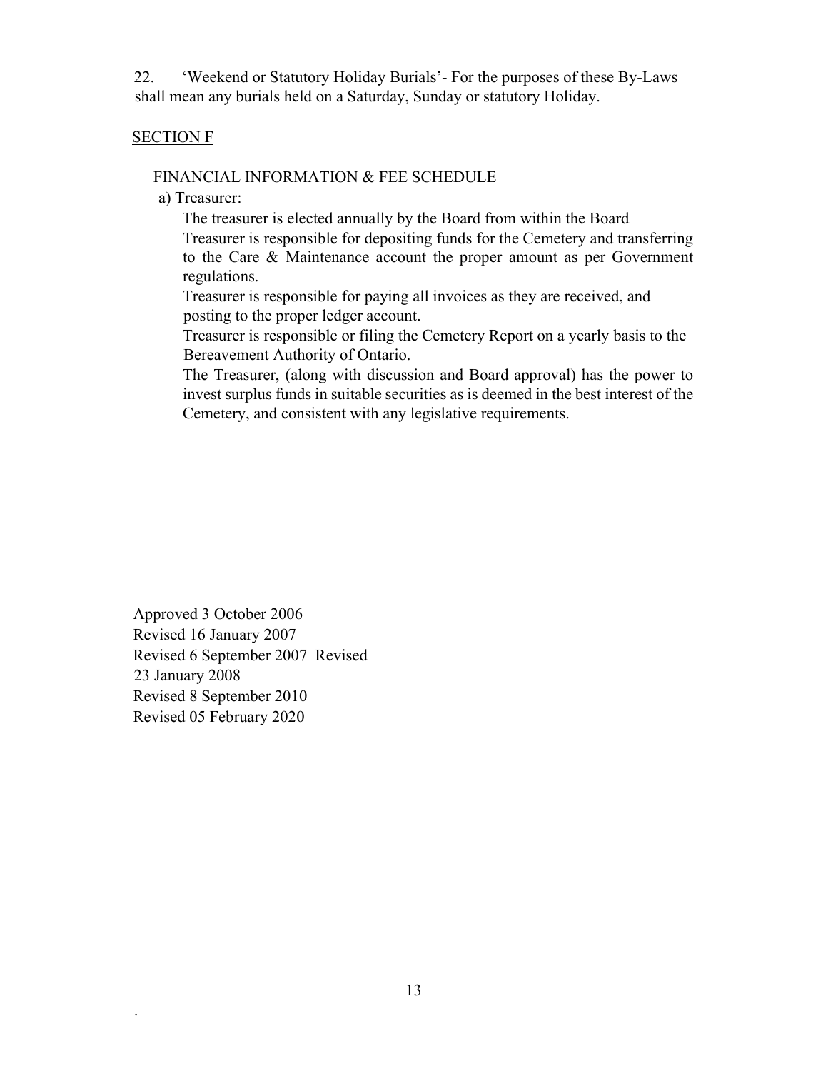22. 'Weekend or Statutory Holiday Burials'- For the purposes of these By-Laws shall mean any burials held on a Saturday, Sunday or statutory Holiday.

## SECTION F

### FINANCIAL INFORMATION & FEE SCHEDULE

a) Treasurer:

The treasurer is elected annually by the Board from within the Board

Treasurer is responsible for depositing funds for the Cemetery and transferring to the Care & Maintenance account the proper amount as per Government regulations.

Treasurer is responsible for paying all invoices as they are received, and posting to the proper ledger account.

Treasurer is responsible or filing the Cemetery Report on a yearly basis to the Bereavement Authority of Ontario.

The Treasurer, (along with discussion and Board approval) has the power to invest surplus funds in suitable securities as is deemed in the best interest of the Cemetery, and consistent with any legislative requirements.

Approved 3 October 2006
Revised 16 January 2007
Revised 6 September 2007 Revised
23 January 2008
Revised 8 September 2010
Revised 05 February 2020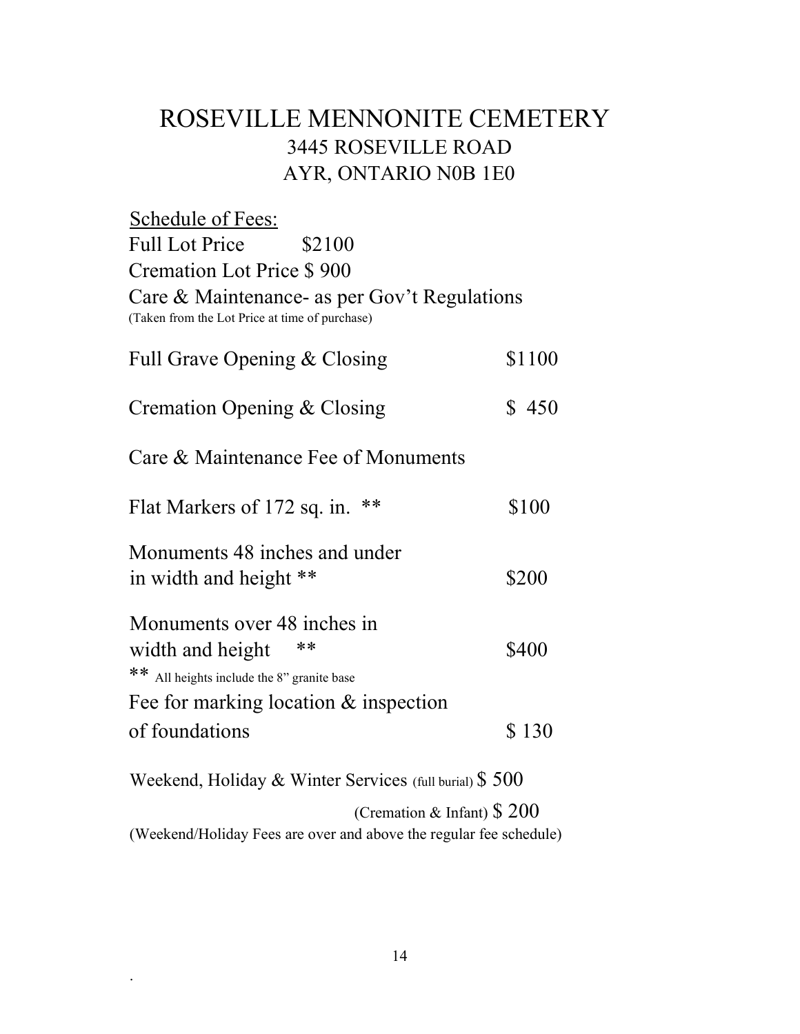# ROSEVILLE MENNONITE CEMETERY

## 3445 ROSEVILLE ROAD
## AYR, ONTARIO N0B 1E0

Schedule of Fees:

Full Lot Price $2100

Cremation Lot Price $ 900

Care & Maintenance- as per Gov't Regulations
(Taken from the Lot Price at time of purchase)

| | |
|---|---|
| Full Grave Opening & Closing | $1100 |
| Cremation Opening & Closing | $ 450 |
| Care & Maintenance Fee of Monuments | |
| Flat Markers of 172 sq. in. ** | $100 |
| Monuments 48 inches and under in width and height ** | $200 |
| Monuments over 48 inches in width and height ** | $400 |

** All heights include the 8" granite base

| | |
|---|---|
| Fee for marking location & inspection of foundations | $ 130 |

Weekend, Holiday & Winter Services (full burial) $ 500

(Cremation & Infant) $ 200

(Weekend/Holiday Fees are over and above the regular fee schedule)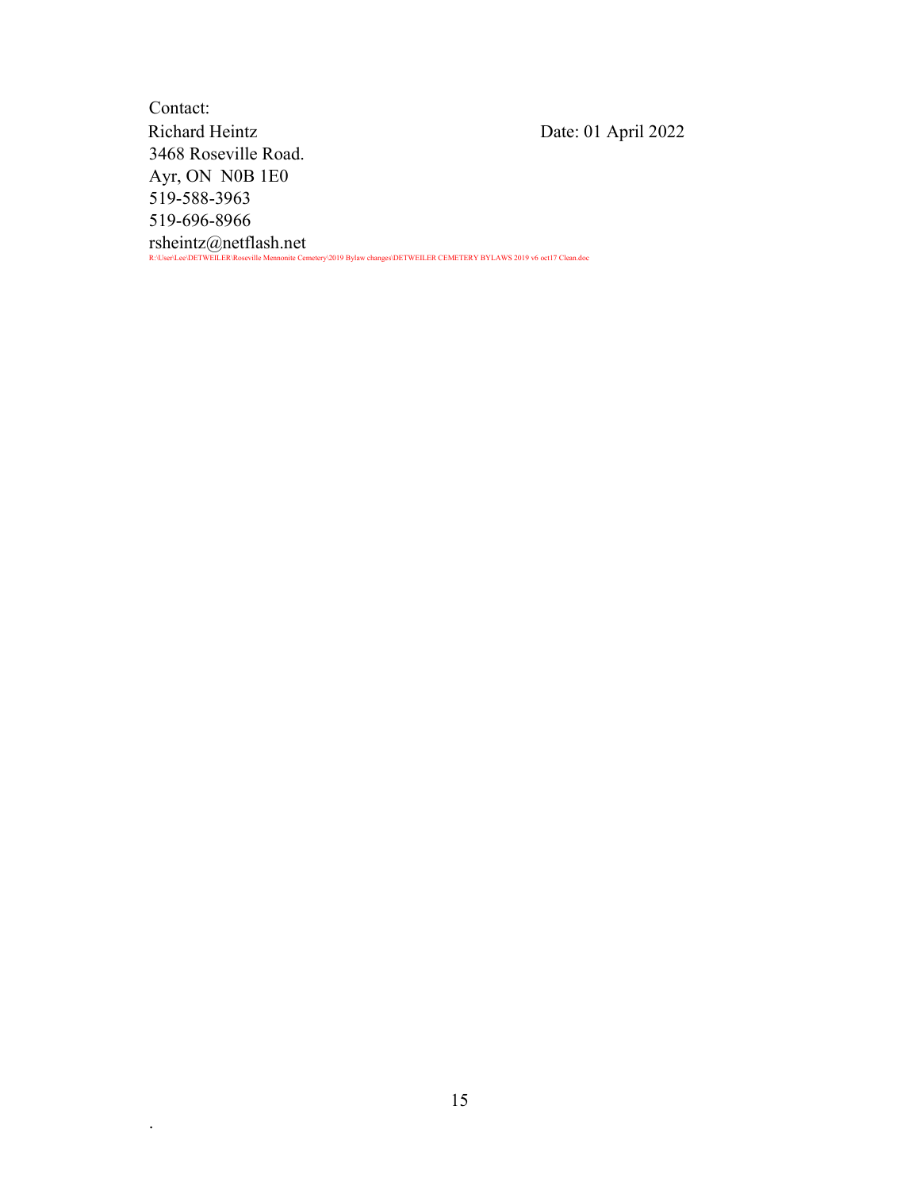Contact:
Richard Heintz                                                            Date: 01 April 2022
3468 Roseville Road.
Ayr, ON  N0B 1E0
519-588-3963
519-696-8966
rsheintz@netflash.net

R:\User\Lee\DETWEILER\Roseville Mennonite Cemetery\2019 Bylaw changes\DETWEILER CEMETERY BYLAWS 2019 v6 oct17 Clean.doc

.